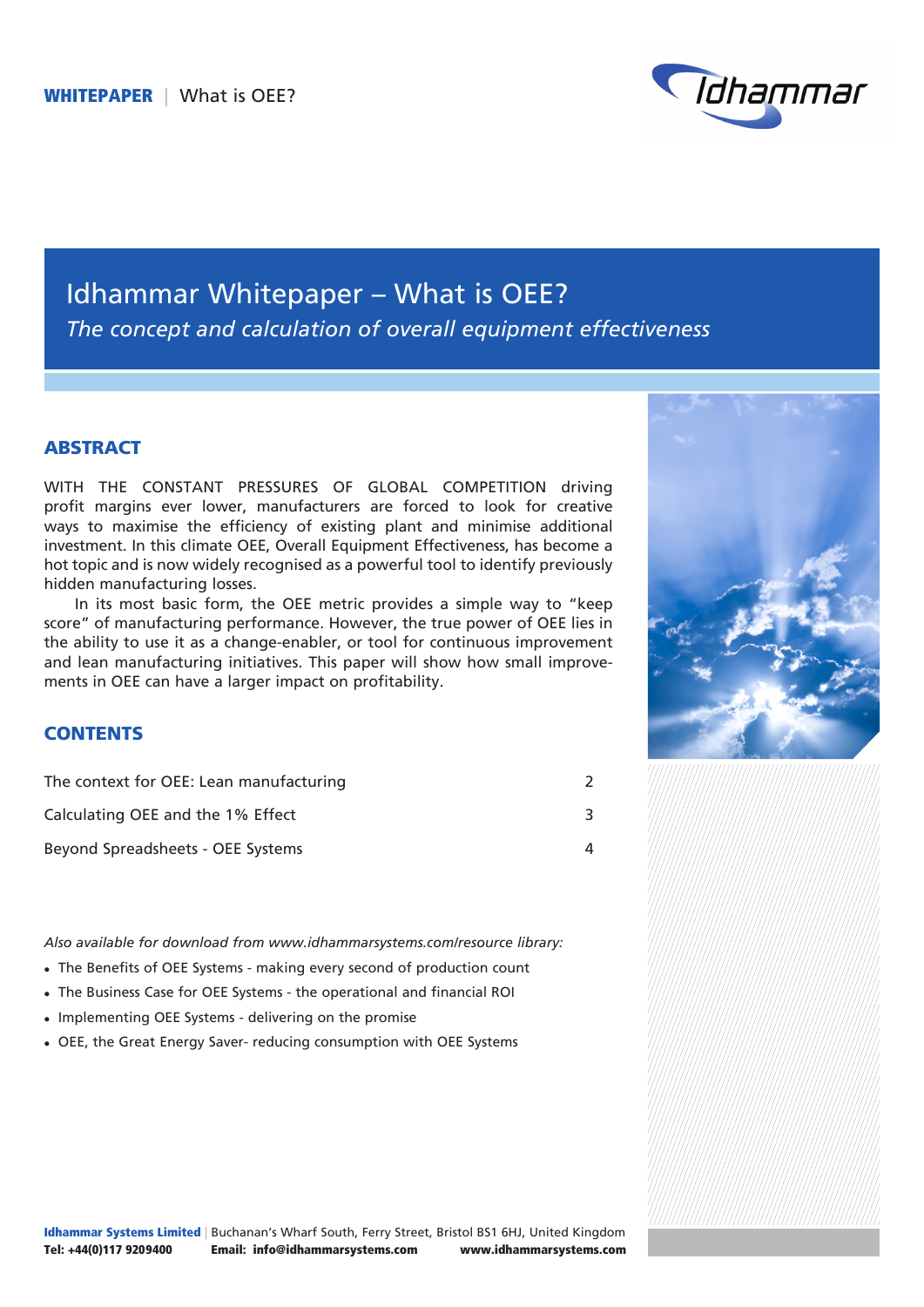# Idhammar Whitepaper – What is OEE?

*The concept and calculation of overall equipment effectiveness*

## ABSTRACT

WITH THE CONSTANT PRESSURES OF GLOBAL COMPETITION driving profit margins ever lower, manufacturers are forced to look for creative ways to maximise the efficiency of existing plant and minimise additional investment. In this climate OEE, Overall Equipment Effectiveness, has become a hot topic and is now widely recognised as a powerful tool to identify previously hidden manufacturing losses.

In its most basic form, the OEE metric provides a simple way to "keep score" of manufacturing performance. However, the true power of OEE lies in the ability to use it as a change-enabler, or tool for continuous improvement and lean manufacturing initiatives. This paper will show how small improvements in OEE can have a larger impact on profitability.

## CONTENTS

| | |
|---|---|
| The context for OEE: Lean manufacturing | 2 |
| Calculating OEE and the 1% Effect | 3 |
| Beyond Spreadsheets - OEE Systems | 4 |

*Also available for download from www.idhammarsystems.com/resource library:*

- The Benefits of OEE Systems - making every second of production count
- The Business Case for OEE Systems - the operational and financial ROI
- Implementing OEE Systems - delivering on the promise
- OEE, the Great Energy Saver- reducing consumption with OEE Systems

**Idhammar Systems Limited** | Buchanan's Wharf South, Ferry Street, Bristol BS1 6HJ, United Kingdom
**Tel: +44(0)117 9209400** **Email: info@idhammarsystems.com** **www.idhammarsystems.com**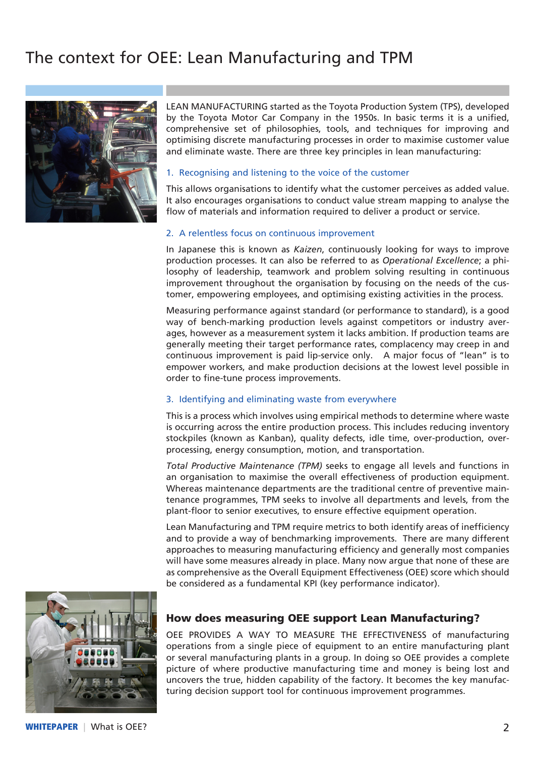# The context for OEE: Lean Manufacturing and TPM

LEAN MANUFACTURING started as the Toyota Production System (TPS), developed by the Toyota Motor Car Company in the 1950s. In basic terms it is a unified, comprehensive set of philosophies, tools, and techniques for improving and optimising discrete manufacturing processes in order to maximise customer value and eliminate waste. There are three key principles in lean manufacturing:

### 1. Recognising and listening to the voice of the customer

This allows organisations to identify what the customer perceives as added value. It also encourages organisations to conduct value stream mapping to analyse the flow of materials and information required to deliver a product or service.

### 2. A relentless focus on continuous improvement

In Japanese this is known as *Kaizen*, continuously looking for ways to improve production processes. It can also be referred to as *Operational Excellence*; a philosophy of leadership, teamwork and problem solving resulting in continuous improvement throughout the organisation by focusing on the needs of the customer, empowering employees, and optimising existing activities in the process.

Measuring performance against standard (or performance to standard), is a good way of bench-marking production levels against competitors or industry averages, however as a measurement system it lacks ambition. If production teams are generally meeting their target performance rates, complacency may creep in and continuous improvement is paid lip-service only. A major focus of "lean" is to empower workers, and make production decisions at the lowest level possible in order to fine-tune process improvements.

### 3. Identifying and eliminating waste from everywhere

This is a process which involves using empirical methods to determine where waste is occurring across the entire production process. This includes reducing inventory stockpiles (known as Kanban), quality defects, idle time, over-production, over-processing, energy consumption, motion, and transportation.

*Total Productive Maintenance (TPM)* seeks to engage all levels and functions in an organisation to maximise the overall effectiveness of production equipment. Whereas maintenance departments are the traditional centre of preventive maintenance programmes, TPM seeks to involve all departments and levels, from the plant-floor to senior executives, to ensure effective equipment operation.

Lean Manufacturing and TPM require metrics to both identify areas of inefficiency and to provide a way of benchmarking improvements. There are many different approaches to measuring manufacturing efficiency and generally most companies will have some measures already in place. Many now argue that none of these are as comprehensive as the Overall Equipment Effectiveness (OEE) score which should be considered as a fundamental KPI (key performance indicator).

## How does measuring OEE support Lean Manufacturing?

OEE PROVIDES A WAY TO MEASURE THE EFFECTIVENESS of manufacturing operations from a single piece of equipment to an entire manufacturing plant or several manufacturing plants in a group. In doing so OEE provides a complete picture of where productive manufacturing time and money is being lost and uncovers the true, hidden capability of the factory. It becomes the key manufacturing decision support tool for continuous improvement programmes.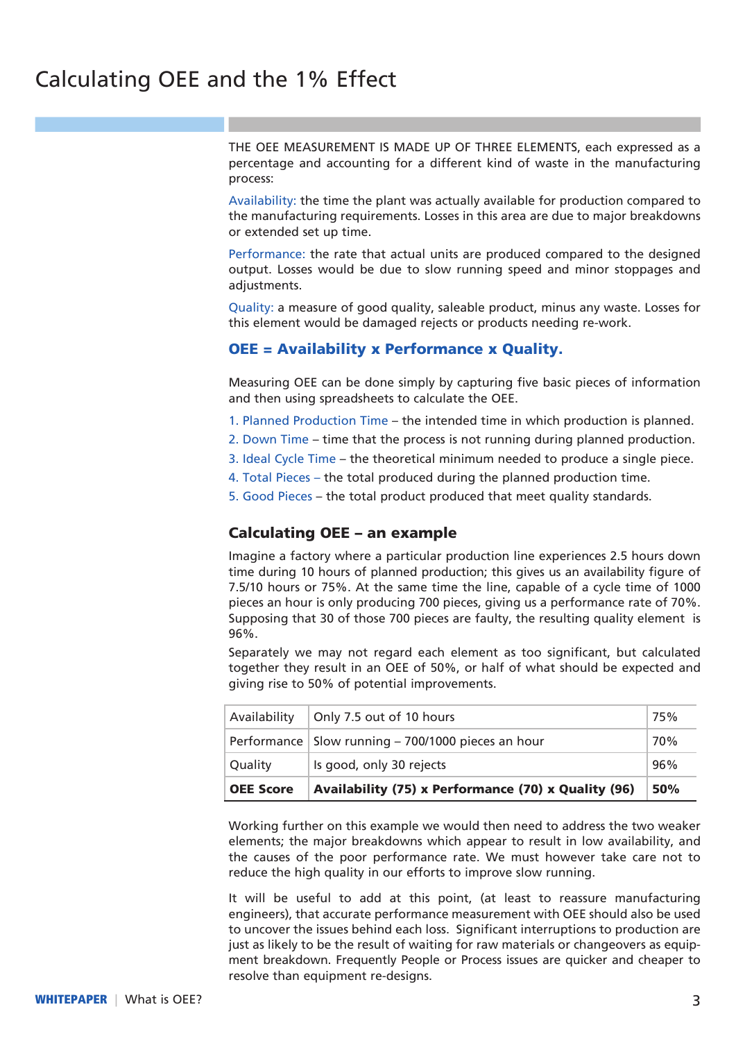# Calculating OEE and the 1% Effect

THE OEE MEASUREMENT IS MADE UP OF THREE ELEMENTS, each expressed as a percentage and accounting for a different kind of waste in the manufacturing process:

Availability: the time the plant was actually available for production compared to the manufacturing requirements. Losses in this area are due to major breakdowns or extended set up time.

Performance: the rate that actual units are produced compared to the designed output. Losses would be due to slow running speed and minor stoppages and adjustments.

Quality: a measure of good quality, saleable product, minus any waste. Losses for this element would be damaged rejects or products needing re-work.

**OEE = Availability x Performance x Quality.**

Measuring OEE can be done simply by capturing five basic pieces of information and then using spreadsheets to calculate the OEE.

1. Planned Production Time – the intended time in which production is planned.
2. Down Time – time that the process is not running during planned production.
3. Ideal Cycle Time – the theoretical minimum needed to produce a single piece.
4. Total Pieces – the total produced during the planned production time.
5. Good Pieces – the total product produced that meet quality standards.

## Calculating OEE – an example

Imagine a factory where a particular production line experiences 2.5 hours down time during 10 hours of planned production; this gives us an availability figure of 7.5/10 hours or 75%. At the same time the line, capable of a cycle time of 1000 pieces an hour is only producing 700 pieces, giving us a performance rate of 70%. Supposing that 30 of those 700 pieces are faulty, the resulting quality element is 96%.

Separately we may not regard each element as too significant, but calculated together they result in an OEE of 50%, or half of what should be expected and giving rise to 50% of potential improvements.

| Availability | Only 7.5 out of 10 hours | 75% |
|---|---|---|
| Performance | Slow running – 700/1000 pieces an hour | 70% |
| Quality | Is good, only 30 rejects | 96% |
| **OEE Score** | **Availability (75) x Performance (70) x Quality (96)** | **50%** |

Working further on this example we would then need to address the two weaker elements; the major breakdowns which appear to result in low availability, and the causes of the poor performance rate. We must however take care not to reduce the high quality in our efforts to improve slow running.

It will be useful to add at this point, (at least to reassure manufacturing engineers), that accurate performance measurement with OEE should also be used to uncover the issues behind each loss. Significant interruptions to production are just as likely to be the result of waiting for raw materials or changeovers as equipment breakdown. Frequently People or Process issues are quicker and cheaper to resolve than equipment re-designs.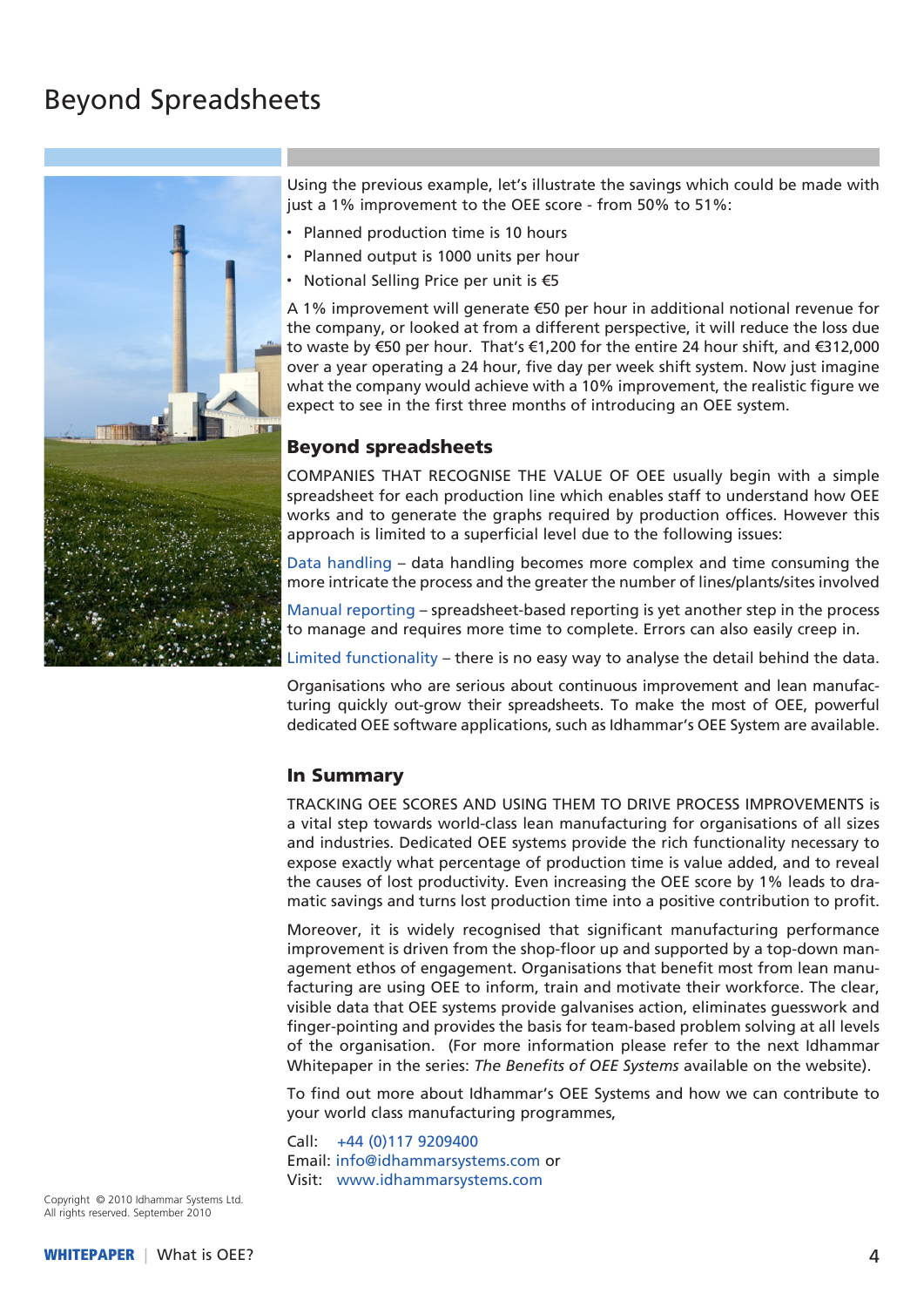# Beyond Spreadsheets

Using the previous example, let's illustrate the savings which could be made with just a 1% improvement to the OEE score - from 50% to 51%:

- Planned production time is 10 hours
- Planned output is 1000 units per hour
- Notional Selling Price per unit is €5

A 1% improvement will generate €50 per hour in additional notional revenue for the company, or looked at from a different perspective, it will reduce the loss due to waste by €50 per hour. That's €1,200 for the entire 24 hour shift, and €312,000 over a year operating a 24 hour, five day per week shift system. Now just imagine what the company would achieve with a 10% improvement, the realistic figure we expect to see in the first three months of introducing an OEE system.

## Beyond spreadsheets

COMPANIES THAT RECOGNISE THE VALUE OF OEE usually begin with a simple spreadsheet for each production line which enables staff to understand how OEE works and to generate the graphs required by production offices. However this approach is limited to a superficial level due to the following issues:

Data handling – data handling becomes more complex and time consuming the more intricate the process and the greater the number of lines/plants/sites involved

Manual reporting – spreadsheet-based reporting is yet another step in the process to manage and requires more time to complete. Errors can also easily creep in.

Limited functionality – there is no easy way to analyse the detail behind the data.

Organisations who are serious about continuous improvement and lean manufacturing quickly out-grow their spreadsheets. To make the most of OEE, powerful dedicated OEE software applications, such as Idhammar's OEE System are available.

## In Summary

TRACKING OEE SCORES AND USING THEM TO DRIVE PROCESS IMPROVEMENTS is a vital step towards world-class lean manufacturing for organisations of all sizes and industries. Dedicated OEE systems provide the rich functionality necessary to expose exactly what percentage of production time is value added, and to reveal the causes of lost productivity. Even increasing the OEE score by 1% leads to dramatic savings and turns lost production time into a positive contribution to profit.

Moreover, it is widely recognised that significant manufacturing performance improvement is driven from the shop-floor up and supported by a top-down management ethos of engagement. Organisations that benefit most from lean manufacturing are using OEE to inform, train and motivate their workforce. The clear, visible data that OEE systems provide galvanises action, eliminates guesswork and finger-pointing and provides the basis for team-based problem solving at all levels of the organisation. (For more information please refer to the next Idhammar Whitepaper in the series: *The Benefits of OEE Systems* available on the website).

To find out more about Idhammar's OEE Systems and how we can contribute to your world class manufacturing programmes,

Call: +44 (0)117 9209400
Email: info@idhammarsystems.com or
Visit: www.idhammarsystems.com

Copyright © 2010 Idhammar Systems Ltd.
All rights reserved. September 2010